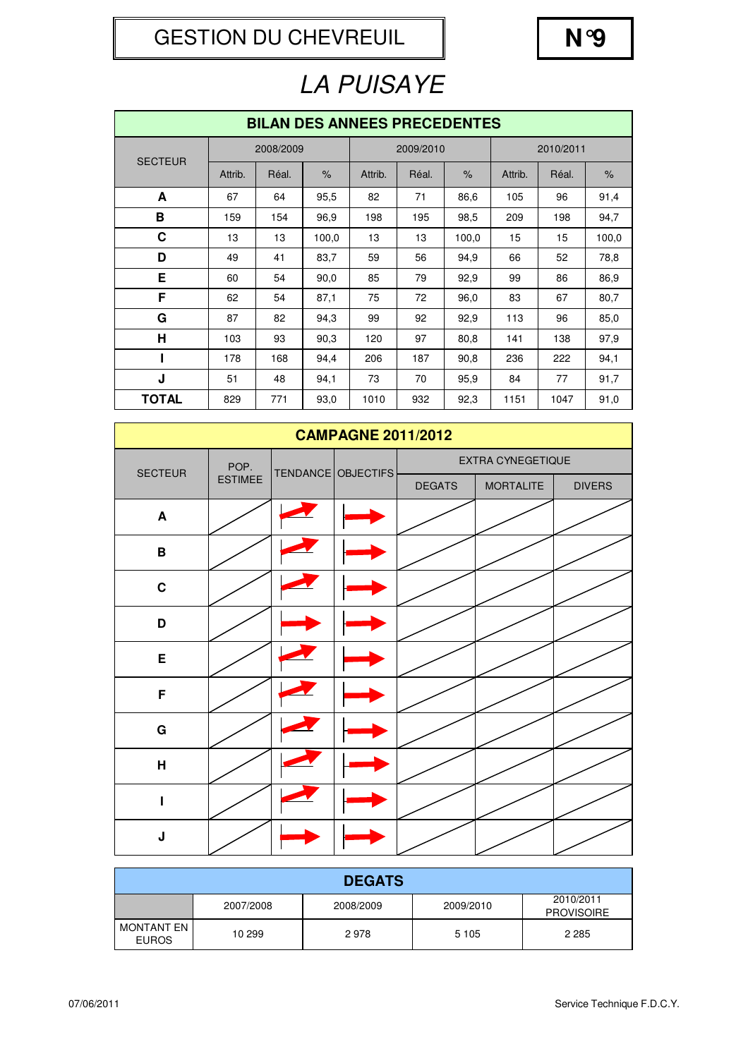# GESTION DU CHEVREUIL

**N°9**

## *LA PUISAYE*

| **BILAN DES ANNEES PRECEDENTES** | | | | | | | | | |
|---|---|---|---|---|---|---|---|---|---|
| SECTEUR | 2008/2009 | | | 2009/2010 | | | 2010/2011 | | |
| | Attrib. | Réal. | % | Attrib. | Réal. | % | Attrib. | Réal. | % |
| **A** | 67 | 64 | 95,5 | 82 | 71 | 86,6 | 105 | 96 | 91,4 |
| **B** | 159 | 154 | 96,9 | 198 | 195 | 98,5 | 209 | 198 | 94,7 |
| **C** | 13 | 13 | 100,0 | 13 | 13 | 100,0 | 15 | 15 | 100,0 |
| **D** | 49 | 41 | 83,7 | 59 | 56 | 94,9 | 66 | 52 | 78,8 |
| **E** | 60 | 54 | 90,0 | 85 | 79 | 92,9 | 99 | 86 | 86,9 |
| **F** | 62 | 54 | 87,1 | 75 | 72 | 96,0 | 83 | 67 | 80,7 |
| **G** | 87 | 82 | 94,3 | 99 | 92 | 92,9 | 113 | 96 | 85,0 |
| **H** | 103 | 93 | 90,3 | 120 | 97 | 80,8 | 141 | 138 | 97,9 |
| **I** | 178 | 168 | 94,4 | 206 | 187 | 90,8 | 236 | 222 | 94,1 |
| **J** | 51 | 48 | 94,1 | 73 | 70 | 95,9 | 84 | 77 | 91,7 |
| **TOTAL** | 829 | 771 | 93,0 | 1010 | 932 | 92,3 | 1151 | 1047 | 91,0 |

| **CAMPAGNE 2011/2012** | | | | | | |
|---|---|---|---|---|---|---|
| SECTEUR | POP. ESTIMEE | TENDANCE | OBJECTIFS | EXTRA CYNEGETIQUE | | |
| | | | | DEGATS | MORTALITE | DIVERS |
| **A** | | ↗ | → | | | |
| **B** | | ↗ | → | | | |
| **C** | | ↗ | → | | | |
| **D** | | → | → | | | |
| **E** | | ↗ | → | | | |
| **F** | | ↗ | → | | | |
| **G** | | ↗ | → | | | |
| **H** | | ↗ | → | | | |
| **I** | | ↗ | → | | | |
| **J** | | → | → | | | |

| **DEGATS** | | | | |
|---|---|---|---|---|
| | 2007/2008 | 2008/2009 | 2009/2010 | 2010/2011 PROVISOIRE |
| MONTANT EN EUROS | 10 299 | 2 978 | 5 105 | 2 285 |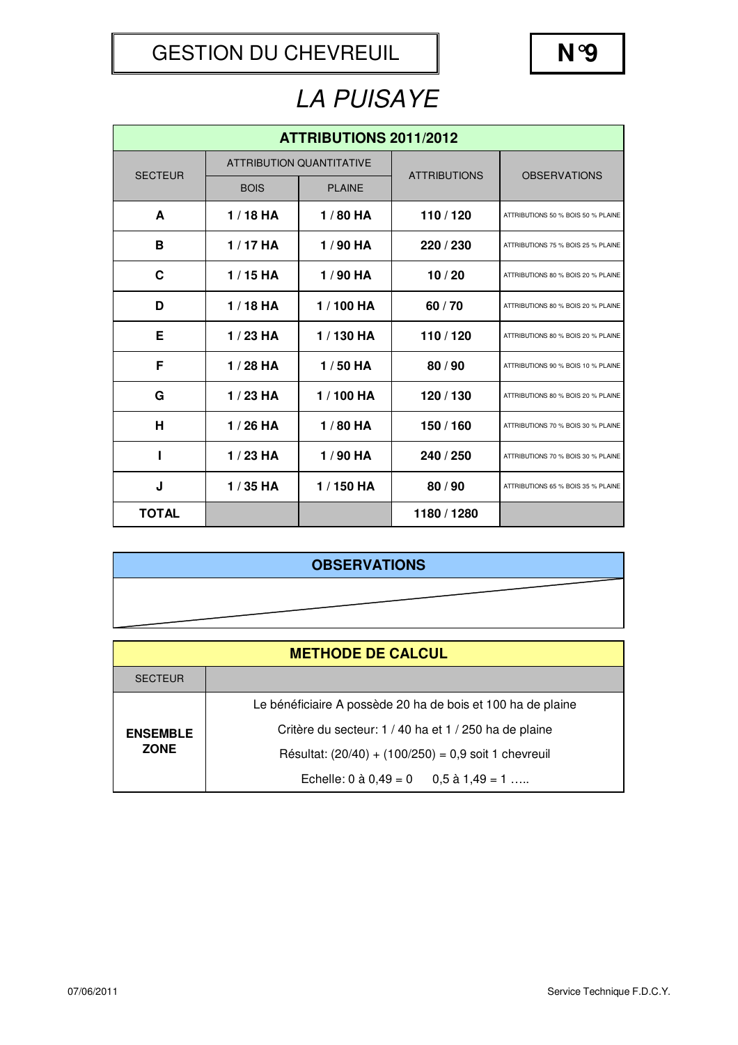# GESTION DU CHEVREUIL

**N°9**

## *LA PUISAYE*

| ATTRIBUTIONS 2011/2012 | | | | |
|---|---|---|---|---|
| SECTEUR | ATTRIBUTION QUANTITATIVE | | ATTRIBUTIONS | OBSERVATIONS |
| | BOIS | PLAINE | | |
| **A** | **1 / 18 HA** | **1 / 80 HA** | **110 / 120** | ATTRIBUTIONS 50 % BOIS 50 % PLAINE |
| **B** | **1 / 17 HA** | **1 / 90 HA** | **220 / 230** | ATTRIBUTIONS 75 % BOIS 25 % PLAINE |
| **C** | **1 / 15 HA** | **1 / 90 HA** | **10 / 20** | ATTRIBUTIONS 80 % BOIS 20 % PLAINE |
| **D** | **1 / 18 HA** | **1 / 100 HA** | **60 / 70** | ATTRIBUTIONS 80 % BOIS 20 % PLAINE |
| **E** | **1 / 23 HA** | **1 / 130 HA** | **110 / 120** | ATTRIBUTIONS 80 % BOIS 20 % PLAINE |
| **F** | **1 / 28 HA** | **1 / 50 HA** | **80 / 90** | ATTRIBUTIONS 90 % BOIS 10 % PLAINE |
| **G** | **1 / 23 HA** | **1 / 100 HA** | **120 / 130** | ATTRIBUTIONS 80 % BOIS 20 % PLAINE |
| **H** | **1 / 26 HA** | **1 / 80 HA** | **150 / 160** | ATTRIBUTIONS 70 % BOIS 30 % PLAINE |
| **I** | **1 / 23 HA** | **1 / 90 HA** | **240 / 250** | ATTRIBUTIONS 70 % BOIS 30 % PLAINE |
| **J** | **1 / 35 HA** | **1 / 150 HA** | **80 / 90** | ATTRIBUTIONS 65 % BOIS 35 % PLAINE |
| **TOTAL** | | | **1180 / 1280** | |

| OBSERVATIONS |
|---|
| |

| METHODE DE CALCUL | |
|---|---|
| SECTEUR | |
| **ENSEMBLE ZONE** | Le bénéficiaire A possède 20 ha de bois et 100 ha de plaine<br>Critère du secteur: 1 / 40 ha et 1 / 250 ha de plaine<br>Résultat: (20/40) + (100/250) = 0,9 soit 1 chevreuil<br>Echelle: 0 à 0,49 = 0 0,5 à 1,49 = 1 ….. |

07/06/2011

Service Technique F.D.C.Y.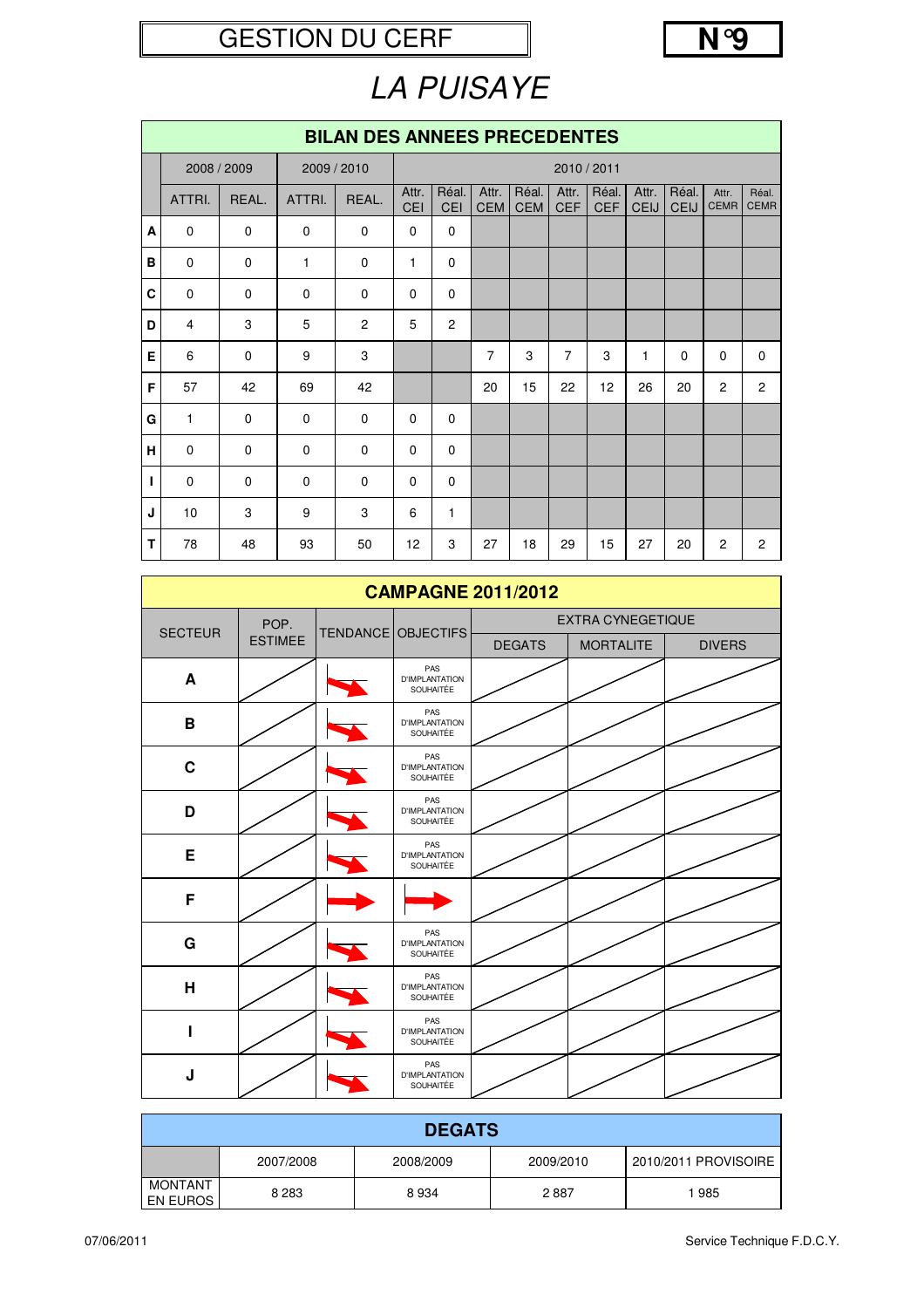# GESTION DU CERF

**N°9**

## LA PUISAYE

### BILAN DES ANNEES PRECEDENTES

| | 2008 / 2009 | | 2009 / 2010 | | 2010 / 2011 | | | | | | | | | |
|---|---|---|---|---|---|---|---|---|---|---|---|---|---|---|
| | ATTRI. | REAL. | ATTRI. | REAL. | Attr. CEI | Réal. CEI | Attr. CEM | Réal. CEM | Attr. CEF | Réal. CEF | Attr. CEIJ | Réal. CEIJ | Attr. CEMR | Réal. CEMR |
| A | 0 | 0 | 0 | 0 | 0 | 0 | | | | | | | | |
| B | 0 | 0 | 1 | 0 | 1 | 0 | | | | | | | | |
| C | 0 | 0 | 0 | 0 | 0 | 0 | | | | | | | | |
| D | 4 | 3 | 5 | 2 | 5 | 2 | | | | | | | | |
| E | 6 | 0 | 9 | 3 | | | 7 | 3 | 7 | 3 | 1 | 0 | 0 | 0 |
| F | 57 | 42 | 69 | 42 | | | 20 | 15 | 22 | 12 | 26 | 20 | 2 | 2 |
| G | 1 | 0 | 0 | 0 | 0 | 0 | | | | | | | | |
| H | 0 | 0 | 0 | 0 | 0 | 0 | | | | | | | | |
| I | 0 | 0 | 0 | 0 | 0 | 0 | | | | | | | | |
| J | 10 | 3 | 9 | 3 | 6 | 1 | | | | | | | | |
| T | 78 | 48 | 93 | 50 | 12 | 3 | 27 | 18 | 29 | 15 | 27 | 20 | 2 | 2 |

### CAMPAGNE 2011/2012

| SECTEUR | POP. ESTIMEE | TENDANCE | OBJECTIFS | EXTRA CYNEGETIQUE | | |
|---|---|---|---|---|---|---|
| | | | | DEGATS | MORTALITE | DIVERS |
| A | | ↘ | PAS D'IMPLANTATION SOUHAITÉE | | | |
| B | | ↘ | PAS D'IMPLANTATION SOUHAITÉE | | | |
| C | | ↘ | PAS D'IMPLANTATION SOUHAITÉE | | | |
| D | | ↘ | PAS D'IMPLANTATION SOUHAITÉE | | | |
| E | | ↘ | PAS D'IMPLANTATION SOUHAITÉE | | | |
| F | | → | → | | | |
| G | | ↘ | PAS D'IMPLANTATION SOUHAITÉE | | | |
| H | | ↘ | PAS D'IMPLANTATION SOUHAITÉE | | | |
| I | | ↘ | PAS D'IMPLANTATION SOUHAITÉE | | | |
| J | | ↘ | PAS D'IMPLANTATION SOUHAITÉE | | | |

### DEGATS

| | 2007/2008 | 2008/2009 | 2009/2010 | 2010/2011 PROVISOIRE |
|---|---|---|---|---|
| MONTANT EN EUROS | 8 283 | 8 934 | 2 887 | 1 985 |

07/06/2011 Service Technique F.D.C.Y.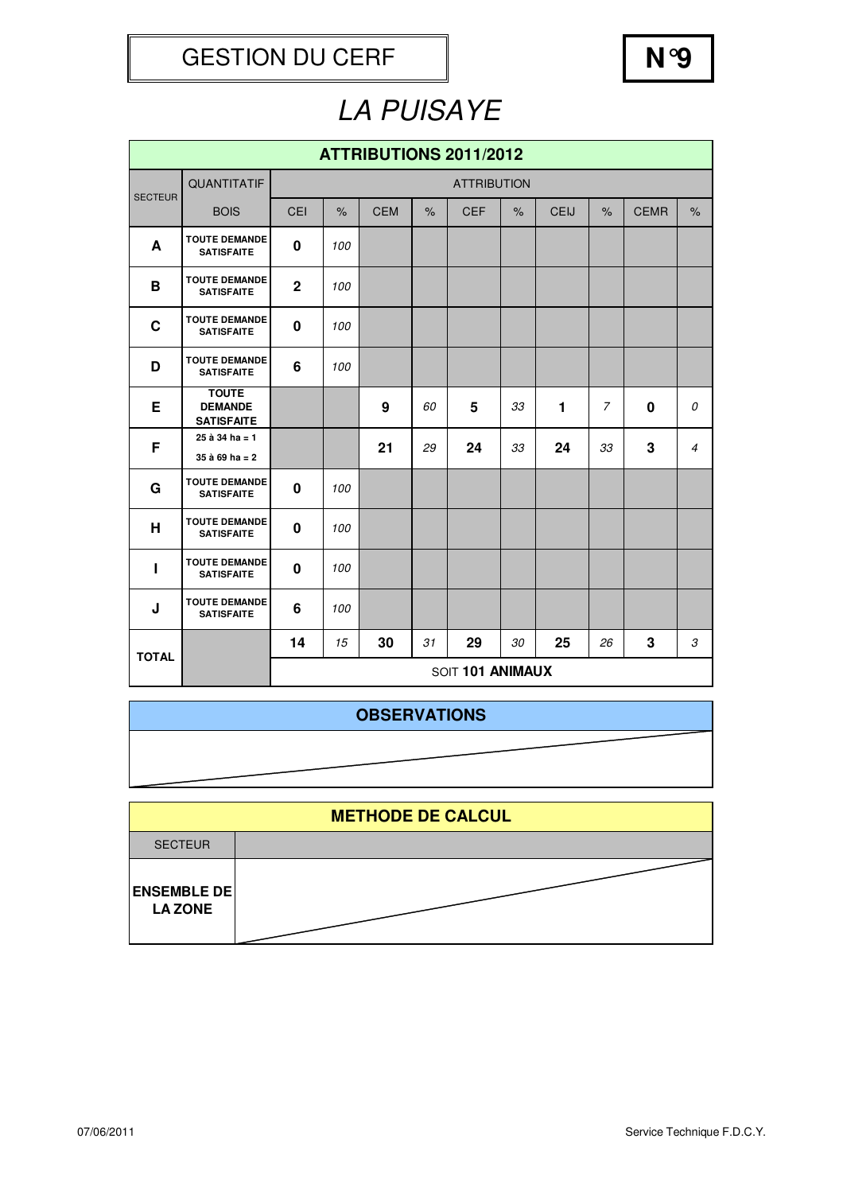GESTION DU CERF

**N°9**

# LA PUISAYE

| ATTRIBUTIONS 2011/2012 | | | | | | | | | | | |
|---|---|---|---|---|---|---|---|---|---|---|---|
| SECTEUR | QUANTITATIF | ATTRIBUTION | | | | | | | | | |
| | BOIS | CEI | % | CEM | % | CEF | % | CEIJ | % | CEMR | % |
| **A** | **TOUTE DEMANDE SATISFAITE** | **0** | *100* | | | | | | | | |
| **B** | **TOUTE DEMANDE SATISFAITE** | **2** | *100* | | | | | | | | |
| **C** | **TOUTE DEMANDE SATISFAITE** | **0** | *100* | | | | | | | | |
| **D** | **TOUTE DEMANDE SATISFAITE** | **6** | *100* | | | | | | | | |
| **E** | **TOUTE DEMANDE SATISFAITE** | | | **9** | *60* | **5** | *33* | **1** | *7* | **0** | *0* |
| **F** | **25 à 34 ha = 1**<br>**35 à 69 ha = 2** | | | **21** | *29* | **24** | *33* | **24** | *33* | **3** | *4* |
| **G** | **TOUTE DEMANDE SATISFAITE** | **0** | *100* | | | | | | | | |
| **H** | **TOUTE DEMANDE SATISFAITE** | **0** | *100* | | | | | | | | |
| **I** | **TOUTE DEMANDE SATISFAITE** | **0** | *100* | | | | | | | | |
| **J** | **TOUTE DEMANDE SATISFAITE** | **6** | *100* | | | | | | | | |
| **TOTAL** | | **14** | *15* | **30** | *31* | **29** | *30* | **25** | *26* | **3** | *3* |
| | | SOIT **101 ANIMAUX** | | | | | | | | | |

## OBSERVATIONS

## METHODE DE CALCUL

| SECTEUR | |
|---|---|
| **ENSEMBLE DE LA ZONE** | |

07/06/2011

Service Technique F.D.C.Y.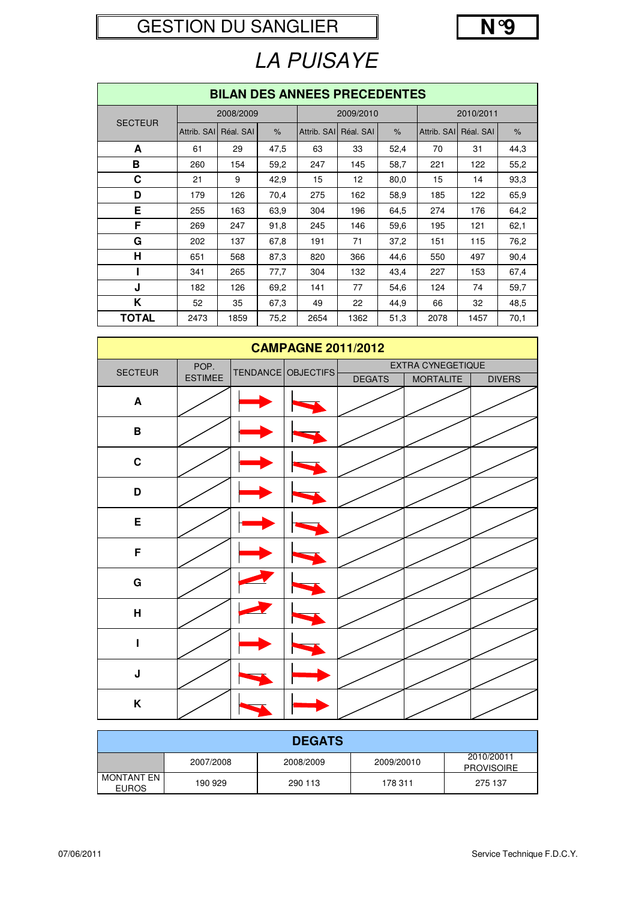# GESTION DU SANGLIER

**N°9**

## *LA PUISAYE*

### BILAN DES ANNEES PRECEDENTES

| SECTEUR | 2008/2009 | | | 2009/2010 | | | 2010/2011 | | |
|---|---|---|---|---|---|---|---|---|---|
| | Attrib. SAI | Réal. SAI | % | Attrib. SAI | Réal. SAI | % | Attrib. SAI | Réal. SAI | % |
| **A** | 61 | 29 | 47,5 | 63 | 33 | 52,4 | 70 | 31 | 44,3 |
| **B** | 260 | 154 | 59,2 | 247 | 145 | 58,7 | 221 | 122 | 55,2 |
| **C** | 21 | 9 | 42,9 | 15 | 12 | 80,0 | 15 | 14 | 93,3 |
| **D** | 179 | 126 | 70,4 | 275 | 162 | 58,9 | 185 | 122 | 65,9 |
| **E** | 255 | 163 | 63,9 | 304 | 196 | 64,5 | 274 | 176 | 64,2 |
| **F** | 269 | 247 | 91,8 | 245 | 146 | 59,6 | 195 | 121 | 62,1 |
| **G** | 202 | 137 | 67,8 | 191 | 71 | 37,2 | 151 | 115 | 76,2 |
| **H** | 651 | 568 | 87,3 | 820 | 366 | 44,6 | 550 | 497 | 90,4 |
| **I** | 341 | 265 | 77,7 | 304 | 132 | 43,4 | 227 | 153 | 67,4 |
| **J** | 182 | 126 | 69,2 | 141 | 77 | 54,6 | 124 | 74 | 59,7 |
| **K** | 52 | 35 | 67,3 | 49 | 22 | 44,9 | 66 | 32 | 48,5 |
| **TOTAL** | 2473 | 1859 | 75,2 | 2654 | 1362 | 51,3 | 2078 | 1457 | 70,1 |

### CAMPAGNE 2011/2012

| SECTEUR | POP. ESTIMEE | TENDANCE | OBJECTIFS | EXTRA CYNEGETIQUE | | |
|---|---|---|---|---|---|---|
| | | | | DEGATS | MORTALITE | DIVERS |
| **A** | | → | ↘ | | | |
| **B** | | → | ↘ | | | |
| **C** | | → | ↘ | | | |
| **D** | | → | ↘ | | | |
| **E** | | → | ↘ | | | |
| **F** | | → | ↘ | | | |
| **G** | | ↗ | ↘ | | | |
| **H** | | ↗ | ↘ | | | |
| **I** | | → | ↘ | | | |
| **J** | | ↘ | → | | | |
| **K** | | ↘ | → | | | |

### DEGATS

| | 2007/2008 | 2008/2009 | 2009/20010 | 2010/20011 PROVISOIRE |
|---|---|---|---|---|
| MONTANT EN EUROS | 190 929 | 290 113 | 178 311 | 275 137 |

07/06/2011 — Service Technique F.D.C.Y.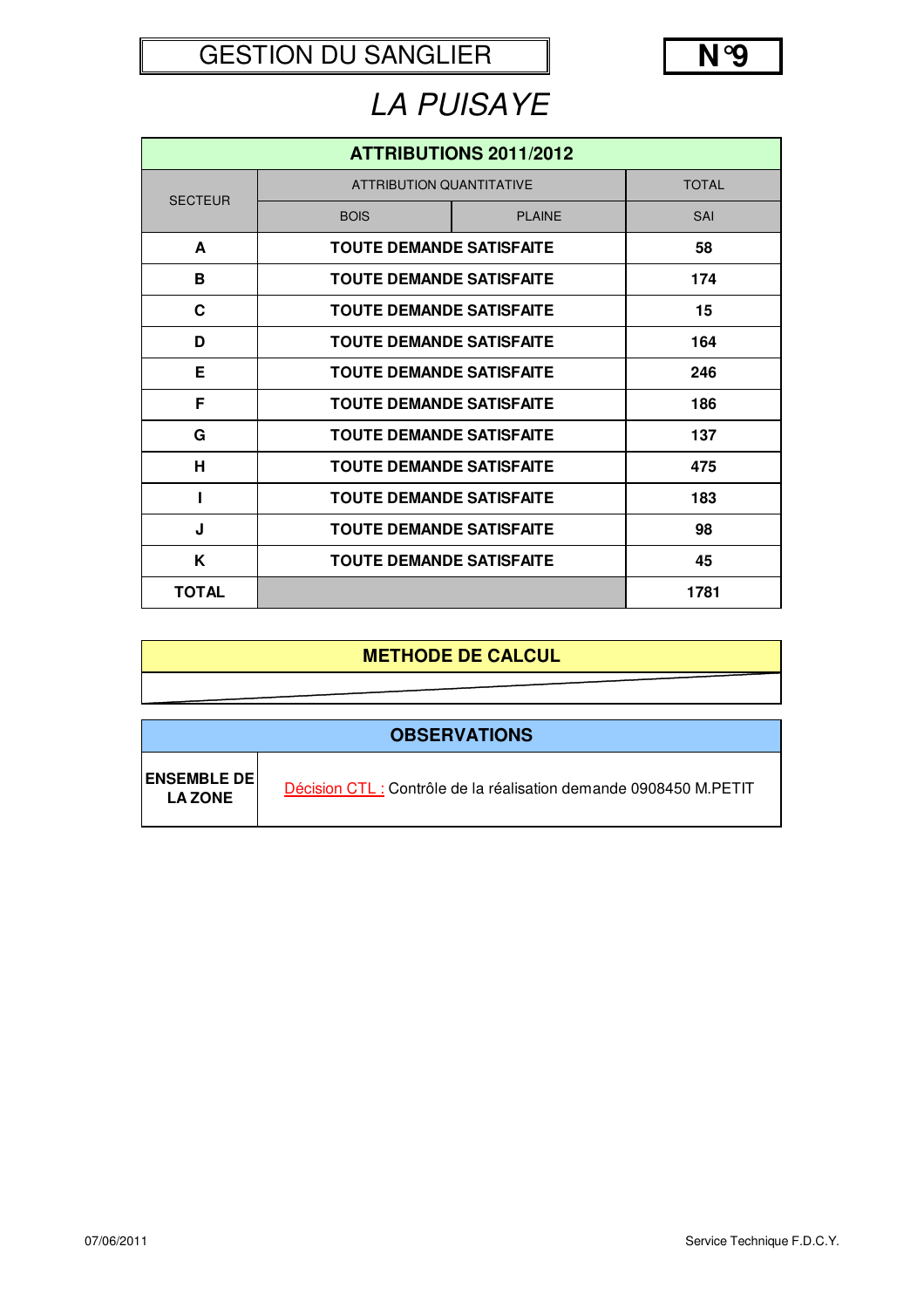# GESTION DU SANGLIER

**N°9**

## *LA PUISAYE*

| ATTRIBUTIONS 2011/2012 | | | |
|---|---|---|---|
| SECTEUR | ATTRIBUTION QUANTITATIVE | | TOTAL |
| | BOIS | PLAINE | SAI |
| **A** | **TOUTE DEMANDE SATISFAITE** | | **58** |
| **B** | **TOUTE DEMANDE SATISFAITE** | | **174** |
| **C** | **TOUTE DEMANDE SATISFAITE** | | **15** |
| **D** | **TOUTE DEMANDE SATISFAITE** | | **164** |
| **E** | **TOUTE DEMANDE SATISFAITE** | | **246** |
| **F** | **TOUTE DEMANDE SATISFAITE** | | **186** |
| **G** | **TOUTE DEMANDE SATISFAITE** | | **137** |
| **H** | **TOUTE DEMANDE SATISFAITE** | | **475** |
| **I** | **TOUTE DEMANDE SATISFAITE** | | **183** |
| **J** | **TOUTE DEMANDE SATISFAITE** | | **98** |
| **K** | **TOUTE DEMANDE SATISFAITE** | | **45** |
| **TOTAL** | | | **1781** |

| METHODE DE CALCUL |
|---|
| |

| OBSERVATIONS | |
|---|---|
| **ENSEMBLE DE LA ZONE** | Décision CTL : Contrôle de la réalisation demande 0908450 M.PETIT |

07/06/2011

Service Technique F.D.C.Y.